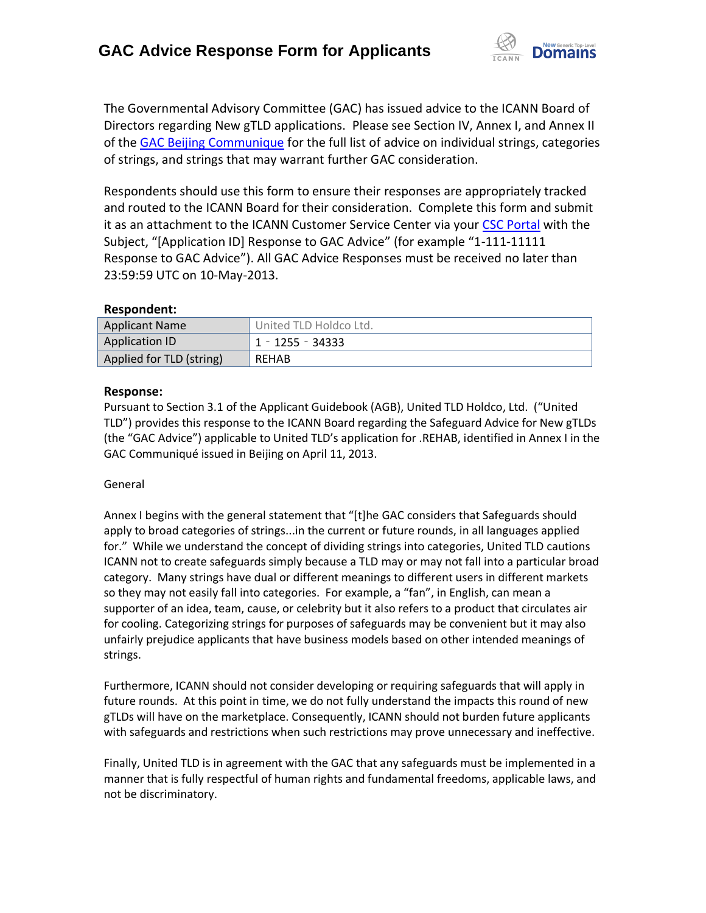# GAC Advice Response Form for Applicants

The Governmental Advisory Committee (GAC) has issued advice to the ICANN Board of Directors regarding New gTLD applications. Please see Section IV, Annex I, and Annex II of the GAC Beijing Communique for the full list of advice on individual strings, categories of strings, and strings that may warrant further GAC consideration.

Respondents should use this form to ensure their responses are appropriately tracked and routed to the ICANN Board for their consideration. Complete this form and submit it as an attachment to the ICANN Customer Service Center via your CSC Portal with the Subject, "[Application ID] Response to GAC Advice" (for example "1-111-11111 Response to GAC Advice"). All GAC Advice Responses must be received no later than 23:59:59 UTC on 10-May-2013.

**Respondent:**

| | |
|---|---|
| Applicant Name | United TLD Holdco Ltd. |
| Application ID | 1 - 1255 - 34333 |
| Applied for TLD (string) | REHAB |

**Response:**

Pursuant to Section 3.1 of the Applicant Guidebook (AGB), United TLD Holdco, Ltd. ("United TLD") provides this response to the ICANN Board regarding the Safeguard Advice for New gTLDs (the "GAC Advice") applicable to United TLD's application for .REHAB, identified in Annex I in the GAC Communiqué issued in Beijing on April 11, 2013.

General

Annex I begins with the general statement that "[t]he GAC considers that Safeguards should apply to broad categories of strings...in the current or future rounds, in all languages applied for." While we understand the concept of dividing strings into categories, United TLD cautions ICANN not to create safeguards simply because a TLD may or may not fall into a particular broad category. Many strings have dual or different meanings to different users in different markets so they may not easily fall into categories. For example, a "fan", in English, can mean a supporter of an idea, team, cause, or celebrity but it also refers to a product that circulates air for cooling. Categorizing strings for purposes of safeguards may be convenient but it may also unfairly prejudice applicants that have business models based on other intended meanings of strings.

Furthermore, ICANN should not consider developing or requiring safeguards that will apply in future rounds. At this point in time, we do not fully understand the impacts this round of new gTLDs will have on the marketplace. Consequently, ICANN should not burden future applicants with safeguards and restrictions when such restrictions may prove unnecessary and ineffective.

Finally, United TLD is in agreement with the GAC that any safeguards must be implemented in a manner that is fully respectful of human rights and fundamental freedoms, applicable laws, and not be discriminatory.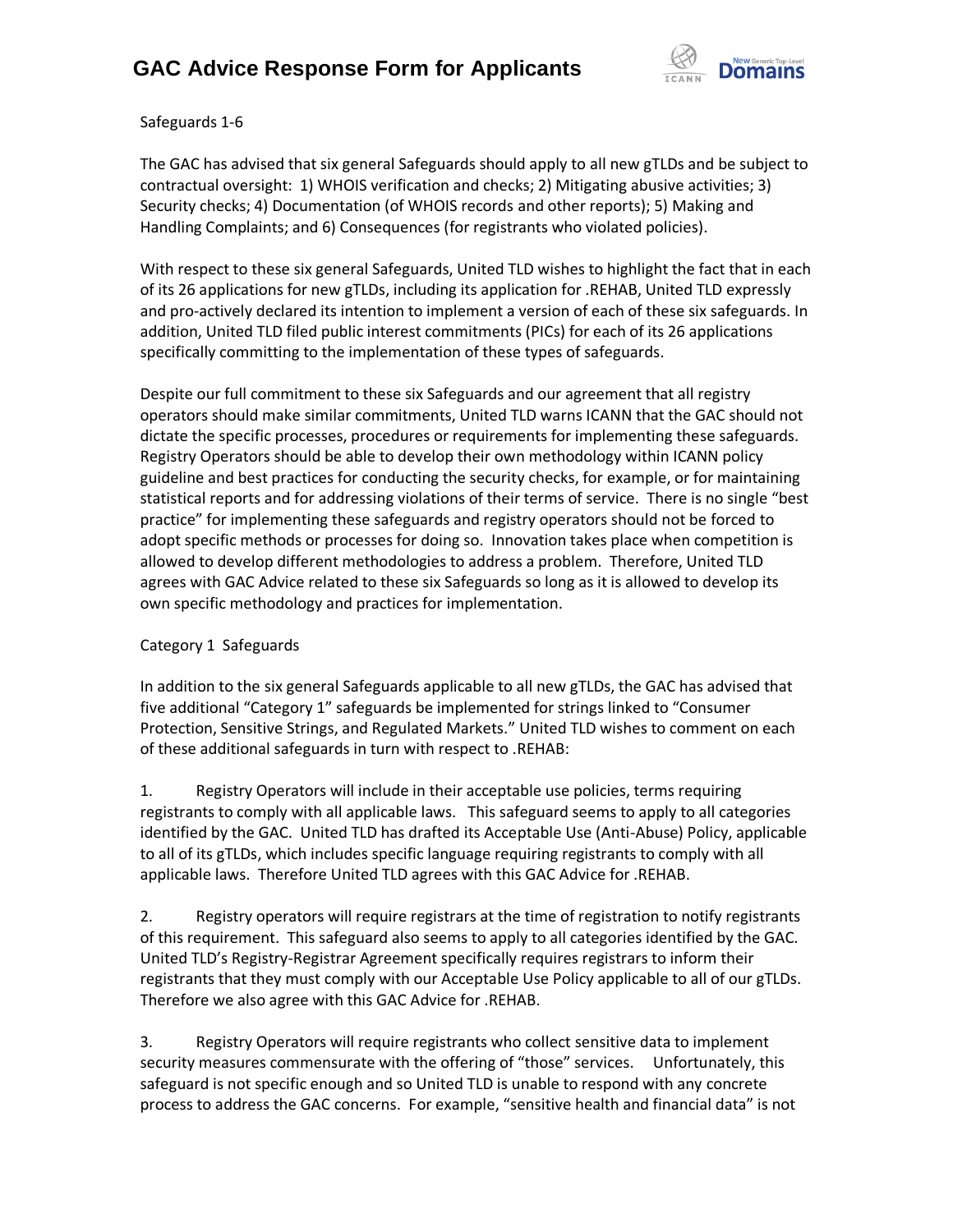Safeguards 1-6

The GAC has advised that six general Safeguards should apply to all new gTLDs and be subject to contractual oversight: 1) WHOIS verification and checks; 2) Mitigating abusive activities; 3) Security checks; 4) Documentation (of WHOIS records and other reports); 5) Making and Handling Complaints; and 6) Consequences (for registrants who violated policies).

With respect to these six general Safeguards, United TLD wishes to highlight the fact that in each of its 26 applications for new gTLDs, including its application for .REHAB, United TLD expressly and pro-actively declared its intention to implement a version of each of these six safeguards. In addition, United TLD filed public interest commitments (PICs) for each of its 26 applications specifically committing to the implementation of these types of safeguards.

Despite our full commitment to these six Safeguards and our agreement that all registry operators should make similar commitments, United TLD warns ICANN that the GAC should not dictate the specific processes, procedures or requirements for implementing these safeguards. Registry Operators should be able to develop their own methodology within ICANN policy guideline and best practices for conducting the security checks, for example, or for maintaining statistical reports and for addressing violations of their terms of service. There is no single "best practice" for implementing these safeguards and registry operators should not be forced to adopt specific methods or processes for doing so. Innovation takes place when competition is allowed to develop different methodologies to address a problem. Therefore, United TLD agrees with GAC Advice related to these six Safeguards so long as it is allowed to develop its own specific methodology and practices for implementation.

Category 1 Safeguards

In addition to the six general Safeguards applicable to all new gTLDs, the GAC has advised that five additional "Category 1" safeguards be implemented for strings linked to "Consumer Protection, Sensitive Strings, and Regulated Markets." United TLD wishes to comment on each of these additional safeguards in turn with respect to .REHAB:

1. Registry Operators will include in their acceptable use policies, terms requiring registrants to comply with all applicable laws. This safeguard seems to apply to all categories identified by the GAC. United TLD has drafted its Acceptable Use (Anti-Abuse) Policy, applicable to all of its gTLDs, which includes specific language requiring registrants to comply with all applicable laws. Therefore United TLD agrees with this GAC Advice for .REHAB.

2. Registry operators will require registrars at the time of registration to notify registrants of this requirement. This safeguard also seems to apply to all categories identified by the GAC. United TLD's Registry-Registrar Agreement specifically requires registrars to inform their registrants that they must comply with our Acceptable Use Policy applicable to all of our gTLDs. Therefore we also agree with this GAC Advice for .REHAB.

3. Registry Operators will require registrants who collect sensitive data to implement security measures commensurate with the offering of "those" services. Unfortunately, this safeguard is not specific enough and so United TLD is unable to respond with any concrete process to address the GAC concerns. For example, "sensitive health and financial data" is not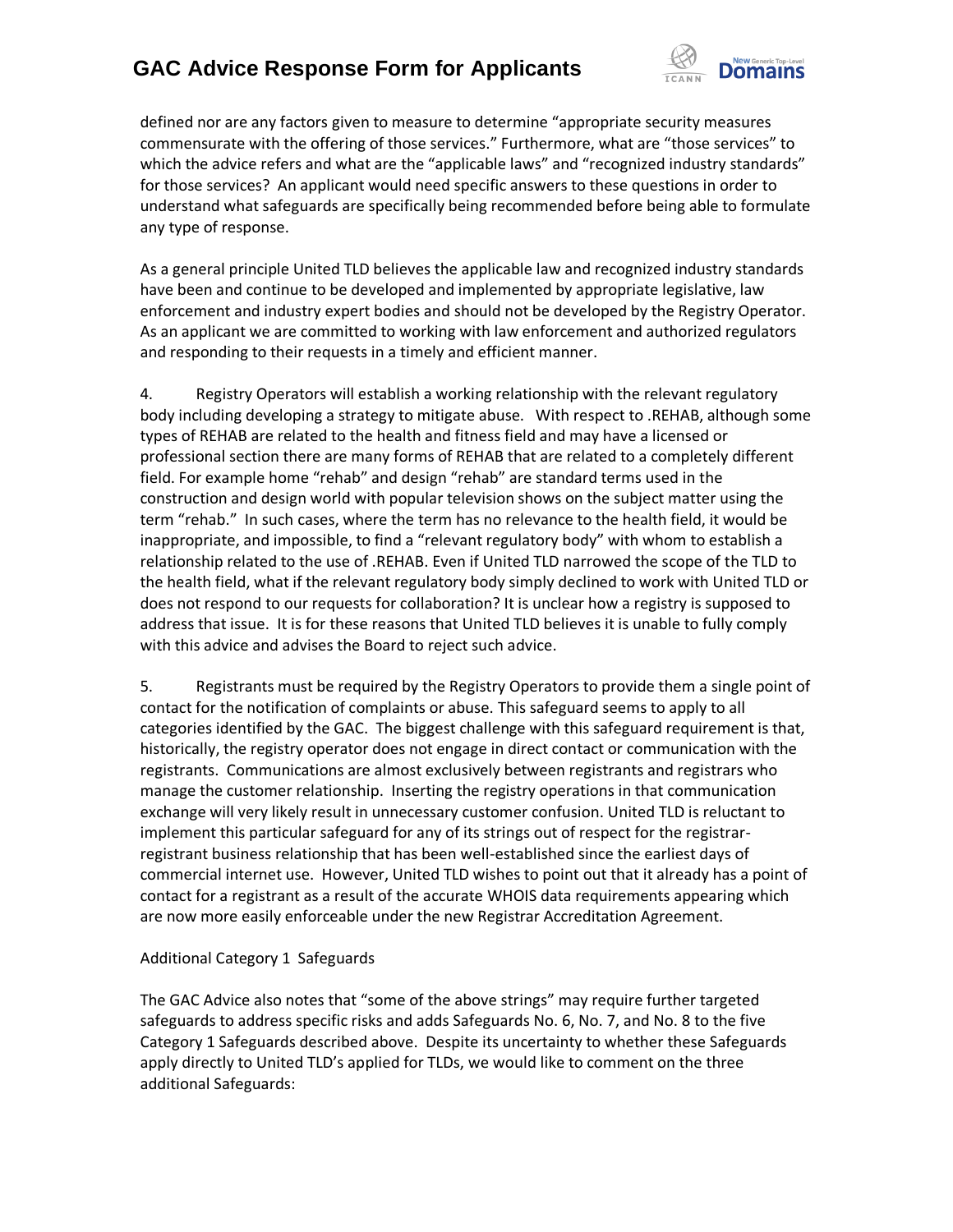defined nor are any factors given to measure to determine "appropriate security measures commensurate with the offering of those services." Furthermore, what are "those services" to which the advice refers and what are the "applicable laws" and "recognized industry standards" for those services? An applicant would need specific answers to these questions in order to understand what safeguards are specifically being recommended before being able to formulate any type of response.

As a general principle United TLD believes the applicable law and recognized industry standards have been and continue to be developed and implemented by appropriate legislative, law enforcement and industry expert bodies and should not be developed by the Registry Operator. As an applicant we are committed to working with law enforcement and authorized regulators and responding to their requests in a timely and efficient manner.

4. Registry Operators will establish a working relationship with the relevant regulatory body including developing a strategy to mitigate abuse. With respect to .REHAB, although some types of REHAB are related to the health and fitness field and may have a licensed or professional section there are many forms of REHAB that are related to a completely different field. For example home "rehab" and design "rehab" are standard terms used in the construction and design world with popular television shows on the subject matter using the term "rehab." In such cases, where the term has no relevance to the health field, it would be inappropriate, and impossible, to find a "relevant regulatory body" with whom to establish a relationship related to the use of .REHAB. Even if United TLD narrowed the scope of the TLD to the health field, what if the relevant regulatory body simply declined to work with United TLD or does not respond to our requests for collaboration? It is unclear how a registry is supposed to address that issue. It is for these reasons that United TLD believes it is unable to fully comply with this advice and advises the Board to reject such advice.

5. Registrants must be required by the Registry Operators to provide them a single point of contact for the notification of complaints or abuse. This safeguard seems to apply to all categories identified by the GAC. The biggest challenge with this safeguard requirement is that, historically, the registry operator does not engage in direct contact or communication with the registrants. Communications are almost exclusively between registrants and registrars who manage the customer relationship. Inserting the registry operations in that communication exchange will very likely result in unnecessary customer confusion. United TLD is reluctant to implement this particular safeguard for any of its strings out of respect for the registrar-registrant business relationship that has been well-established since the earliest days of commercial internet use. However, United TLD wishes to point out that it already has a point of contact for a registrant as a result of the accurate WHOIS data requirements appearing which are now more easily enforceable under the new Registrar Accreditation Agreement.

Additional Category 1 Safeguards

The GAC Advice also notes that "some of the above strings" may require further targeted safeguards to address specific risks and adds Safeguards No. 6, No. 7, and No. 8 to the five Category 1 Safeguards described above. Despite its uncertainty to whether these Safeguards apply directly to United TLD's applied for TLDs, we would like to comment on the three additional Safeguards: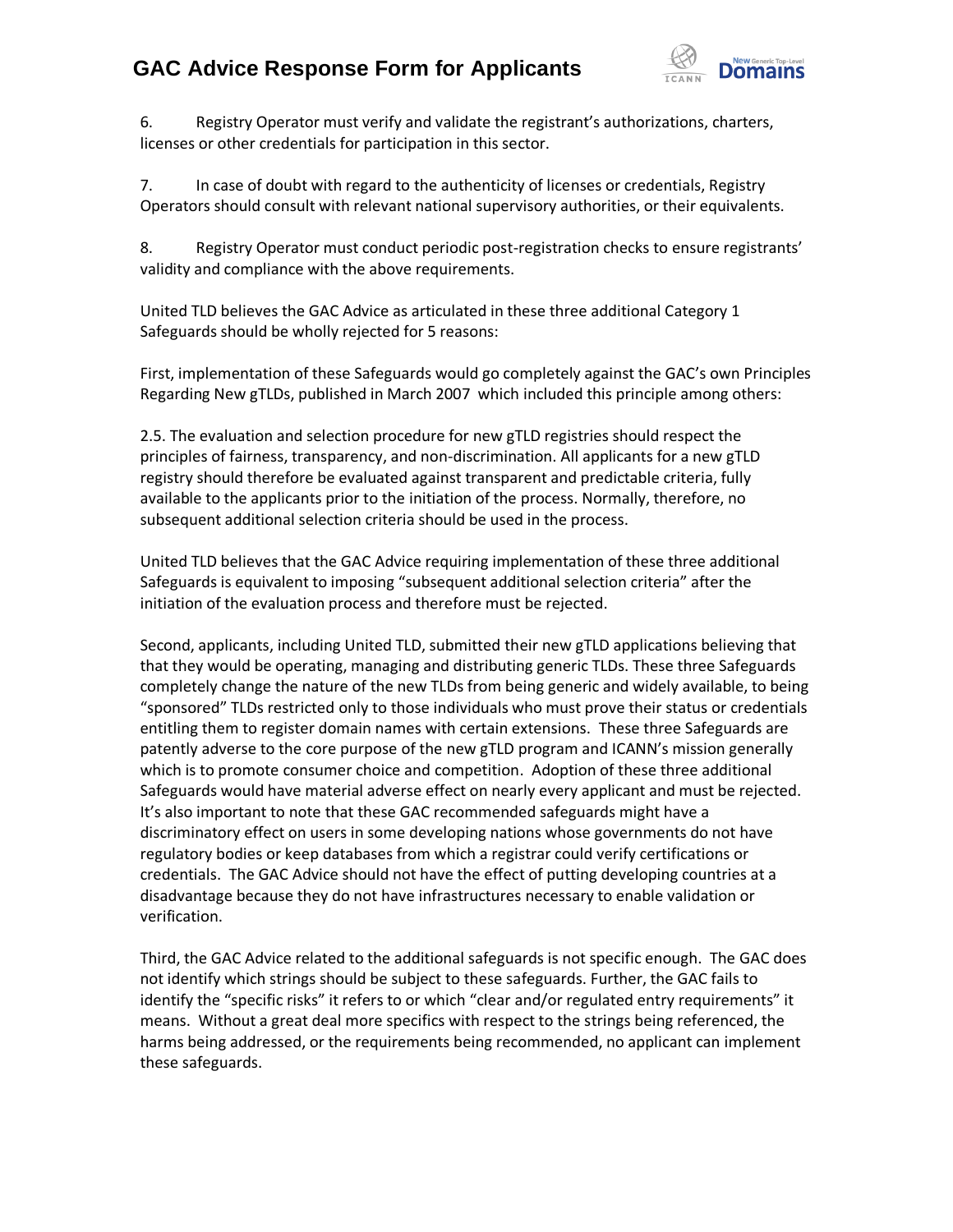6. Registry Operator must verify and validate the registrant's authorizations, charters, licenses or other credentials for participation in this sector.

7. In case of doubt with regard to the authenticity of licenses or credentials, Registry Operators should consult with relevant national supervisory authorities, or their equivalents.

8. Registry Operator must conduct periodic post-registration checks to ensure registrants' validity and compliance with the above requirements.

United TLD believes the GAC Advice as articulated in these three additional Category 1 Safeguards should be wholly rejected for 5 reasons:

First, implementation of these Safeguards would go completely against the GAC's own Principles Regarding New gTLDs, published in March 2007 which included this principle among others:

2.5. The evaluation and selection procedure for new gTLD registries should respect the principles of fairness, transparency, and non-discrimination. All applicants for a new gTLD registry should therefore be evaluated against transparent and predictable criteria, fully available to the applicants prior to the initiation of the process. Normally, therefore, no subsequent additional selection criteria should be used in the process.

United TLD believes that the GAC Advice requiring implementation of these three additional Safeguards is equivalent to imposing "subsequent additional selection criteria" after the initiation of the evaluation process and therefore must be rejected.

Second, applicants, including United TLD, submitted their new gTLD applications believing that that they would be operating, managing and distributing generic TLDs. These three Safeguards completely change the nature of the new TLDs from being generic and widely available, to being "sponsored" TLDs restricted only to those individuals who must prove their status or credentials entitling them to register domain names with certain extensions. These three Safeguards are patently adverse to the core purpose of the new gTLD program and ICANN's mission generally which is to promote consumer choice and competition. Adoption of these three additional Safeguards would have material adverse effect on nearly every applicant and must be rejected. It's also important to note that these GAC recommended safeguards might have a discriminatory effect on users in some developing nations whose governments do not have regulatory bodies or keep databases from which a registrar could verify certifications or credentials. The GAC Advice should not have the effect of putting developing countries at a disadvantage because they do not have infrastructures necessary to enable validation or verification.

Third, the GAC Advice related to the additional safeguards is not specific enough. The GAC does not identify which strings should be subject to these safeguards. Further, the GAC fails to identify the "specific risks" it refers to or which "clear and/or regulated entry requirements" it means. Without a great deal more specifics with respect to the strings being referenced, the harms being addressed, or the requirements being recommended, no applicant can implement these safeguards.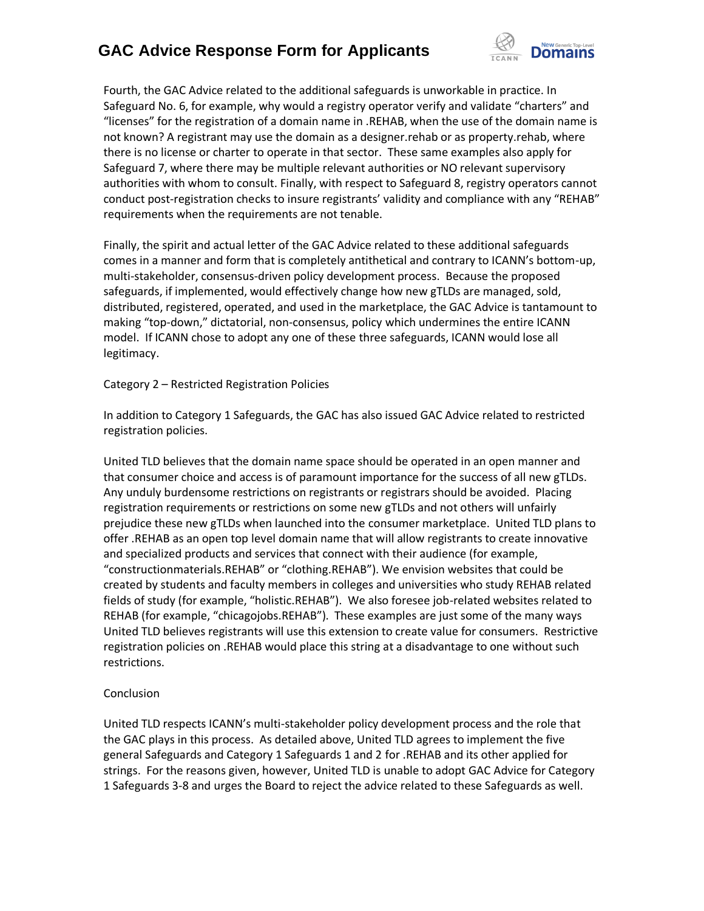Fourth, the GAC Advice related to the additional safeguards is unworkable in practice. In Safeguard No. 6, for example, why would a registry operator verify and validate "charters" and "licenses" for the registration of a domain name in .REHAB, when the use of the domain name is not known? A registrant may use the domain as a designer.rehab or as property.rehab, where there is no license or charter to operate in that sector. These same examples also apply for Safeguard 7, where there may be multiple relevant authorities or NO relevant supervisory authorities with whom to consult. Finally, with respect to Safeguard 8, registry operators cannot conduct post-registration checks to insure registrants' validity and compliance with any "REHAB" requirements when the requirements are not tenable.

Finally, the spirit and actual letter of the GAC Advice related to these additional safeguards comes in a manner and form that is completely antithetical and contrary to ICANN's bottom-up, multi-stakeholder, consensus-driven policy development process. Because the proposed safeguards, if implemented, would effectively change how new gTLDs are managed, sold, distributed, registered, operated, and used in the marketplace, the GAC Advice is tantamount to making "top-down," dictatorial, non-consensus, policy which undermines the entire ICANN model. If ICANN chose to adopt any one of these three safeguards, ICANN would lose all legitimacy.

Category 2 – Restricted Registration Policies

In addition to Category 1 Safeguards, the GAC has also issued GAC Advice related to restricted registration policies.

United TLD believes that the domain name space should be operated in an open manner and that consumer choice and access is of paramount importance for the success of all new gTLDs. Any unduly burdensome restrictions on registrants or registrars should be avoided. Placing registration requirements or restrictions on some new gTLDs and not others will unfairly prejudice these new gTLDs when launched into the consumer marketplace. United TLD plans to offer .REHAB as an open top level domain name that will allow registrants to create innovative and specialized products and services that connect with their audience (for example, "constructionmaterials.REHAB" or "clothing.REHAB"). We envision websites that could be created by students and faculty members in colleges and universities who study REHAB related fields of study (for example, "holistic.REHAB"). We also foresee job-related websites related to REHAB (for example, "chicagojobs.REHAB"). These examples are just some of the many ways United TLD believes registrants will use this extension to create value for consumers. Restrictive registration policies on .REHAB would place this string at a disadvantage to one without such restrictions.

Conclusion

United TLD respects ICANN's multi-stakeholder policy development process and the role that the GAC plays in this process. As detailed above, United TLD agrees to implement the five general Safeguards and Category 1 Safeguards 1 and 2 for .REHAB and its other applied for strings. For the reasons given, however, United TLD is unable to adopt GAC Advice for Category 1 Safeguards 3-8 and urges the Board to reject the advice related to these Safeguards as well.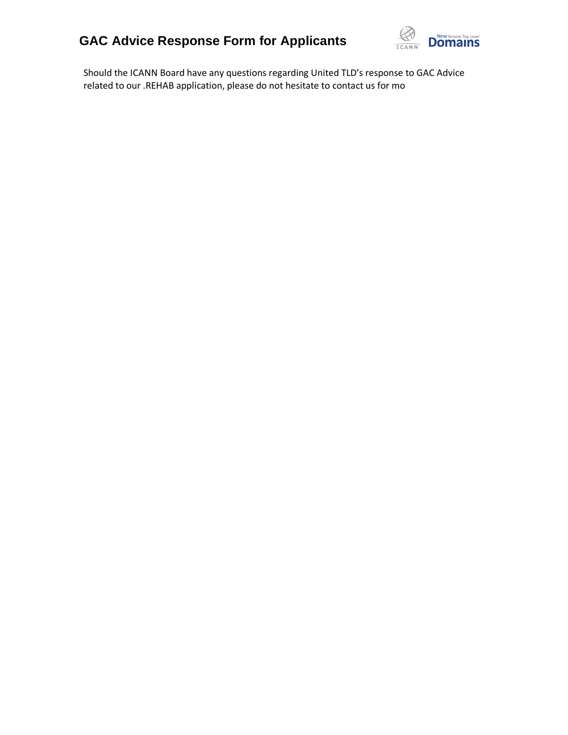Should the ICANN Board have any questions regarding United TLD's response to GAC Advice related to our .REHAB application, please do not hesitate to contact us for mo